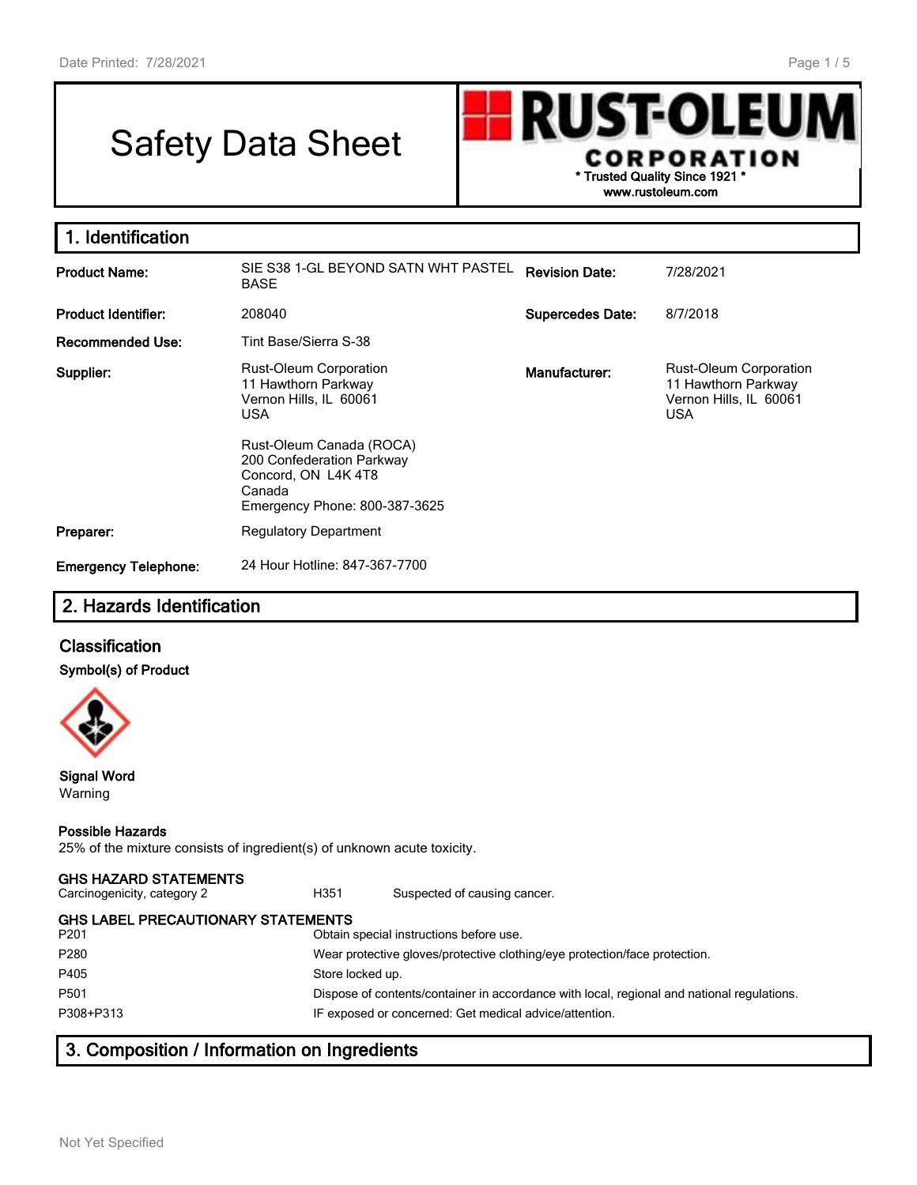# Safety Data Sheet

**RUST-OLEUM CORPORATION**
* Trusted Quality Since 1921 *
www.rustoleum.com

## 1. Identification

| | | | |
|---|---|---|---|
| **Product Name:** | SIE S38 1-GL BEYOND SATN WHT PASTEL BASE | **Revision Date:** | 7/28/2021 |
| **Product Identifier:** | 208040 | **Supercedes Date:** | 8/7/2018 |
| **Recommended Use:** | Tint Base/Sierra S-38 | | |
| **Supplier:** | Rust-Oleum Corporation<br>11 Hawthorn Parkway<br>Vernon Hills, IL 60061<br>USA<br><br>Rust-Oleum Canada (ROCA)<br>200 Confederation Parkway<br>Concord, ON L4K 4T8<br>Canada<br>Emergency Phone: 800-387-3625 | **Manufacturer:** | Rust-Oleum Corporation<br>11 Hawthorn Parkway<br>Vernon Hills, IL 60061<br>USA |
| **Preparer:** | Regulatory Department | | |
| **Emergency Telephone:** | 24 Hour Hotline: 847-367-7700 | | |

## 2. Hazards Identification

### Classification

**Symbol(s) of Product**

**Signal Word**
Warning

**Possible Hazards**
25% of the mixture consists of ingredient(s) of unknown acute toxicity.

**GHS HAZARD STATEMENTS**

| | | |
|---|---|---|
| Carcinogenicity, category 2 | H351 | Suspected of causing cancer. |

**GHS LABEL PRECAUTIONARY STATEMENTS**

| | |
|---|---|
| P201 | Obtain special instructions before use. |
| P280 | Wear protective gloves/protective clothing/eye protection/face protection. |
| P405 | Store locked up. |
| P501 | Dispose of contents/container in accordance with local, regional and national regulations. |
| P308+P313 | IF exposed or concerned: Get medical advice/attention. |

## 3. Composition / Information on Ingredients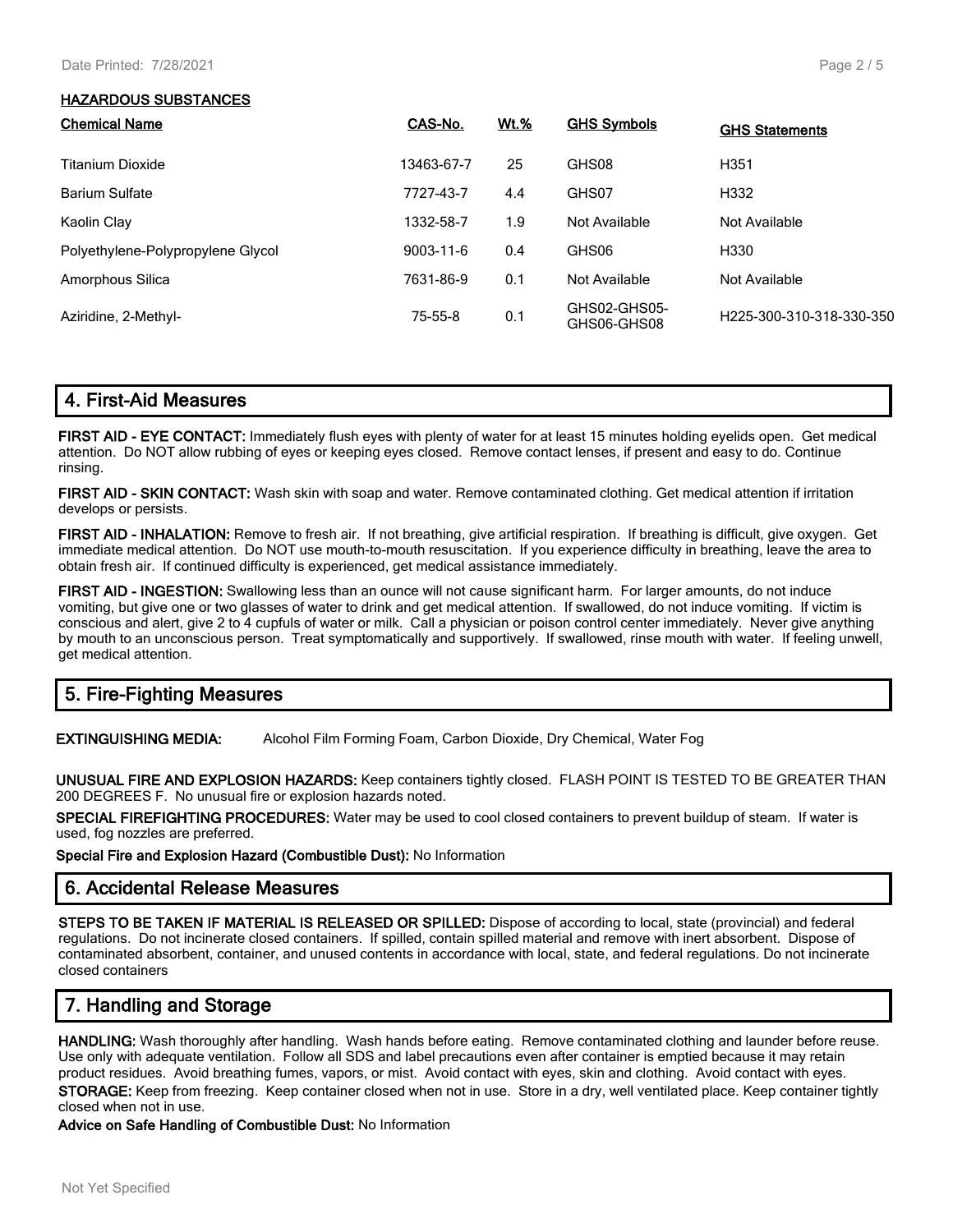**HAZARDOUS SUBSTANCES**

| Chemical Name | CAS-No. | Wt.% | GHS Symbols | GHS Statements |
|---|---|---|---|---|
| Titanium Dioxide | 13463-67-7 | 25 | GHS08 | H351 |
| Barium Sulfate | 7727-43-7 | 4.4 | GHS07 | H332 |
| Kaolin Clay | 1332-58-7 | 1.9 | Not Available | Not Available |
| Polyethylene-Polypropylene Glycol | 9003-11-6 | 0.4 | GHS06 | H330 |
| Amorphous Silica | 7631-86-9 | 0.1 | Not Available | Not Available |
| Aziridine, 2-Methyl- | 75-55-8 | 0.1 | GHS02-GHS05-GHS06-GHS08 | H225-300-310-318-330-350 |

## 4. First-Aid Measures

**FIRST AID - EYE CONTACT:** Immediately flush eyes with plenty of water for at least 15 minutes holding eyelids open. Get medical attention. Do NOT allow rubbing of eyes or keeping eyes closed. Remove contact lenses, if present and easy to do. Continue rinsing.

**FIRST AID - SKIN CONTACT:** Wash skin with soap and water. Remove contaminated clothing. Get medical attention if irritation develops or persists.

**FIRST AID - INHALATION:** Remove to fresh air. If not breathing, give artificial respiration. If breathing is difficult, give oxygen. Get immediate medical attention. Do NOT use mouth-to-mouth resuscitation. If you experience difficulty in breathing, leave the area to obtain fresh air. If continued difficulty is experienced, get medical assistance immediately.

**FIRST AID - INGESTION:** Swallowing less than an ounce will not cause significant harm. For larger amounts, do not induce vomiting, but give one or two glasses of water to drink and get medical attention. If swallowed, do not induce vomiting. If victim is conscious and alert, give 2 to 4 cupfuls of water or milk. Call a physician or poison control center immediately. Never give anything by mouth to an unconscious person. Treat symptomatically and supportively. If swallowed, rinse mouth with water. If feeling unwell, get medical attention.

## 5. Fire-Fighting Measures

**EXTINGUISHING MEDIA:** Alcohol Film Forming Foam, Carbon Dioxide, Dry Chemical, Water Fog

**UNUSUAL FIRE AND EXPLOSION HAZARDS:** Keep containers tightly closed. FLASH POINT IS TESTED TO BE GREATER THAN 200 DEGREES F. No unusual fire or explosion hazards noted.

**SPECIAL FIREFIGHTING PROCEDURES:** Water may be used to cool closed containers to prevent buildup of steam. If water is used, fog nozzles are preferred.

**Special Fire and Explosion Hazard (Combustible Dust):** No Information

## 6. Accidental Release Measures

**STEPS TO BE TAKEN IF MATERIAL IS RELEASED OR SPILLED:** Dispose of according to local, state (provincial) and federal regulations. Do not incinerate closed containers. If spilled, contain spilled material and remove with inert absorbent. Dispose of contaminated absorbent, container, and unused contents in accordance with local, state, and federal regulations. Do not incinerate closed containers

## 7. Handling and Storage

**HANDLING:** Wash thoroughly after handling. Wash hands before eating. Remove contaminated clothing and launder before reuse. Use only with adequate ventilation. Follow all SDS and label precautions even after container is emptied because it may retain product residues. Avoid breathing fumes, vapors, or mist. Avoid contact with eyes, skin and clothing. Avoid contact with eyes.

**STORAGE:** Keep from freezing. Keep container closed when not in use. Store in a dry, well ventilated place. Keep container tightly closed when not in use.

**Advice on Safe Handling of Combustible Dust:** No Information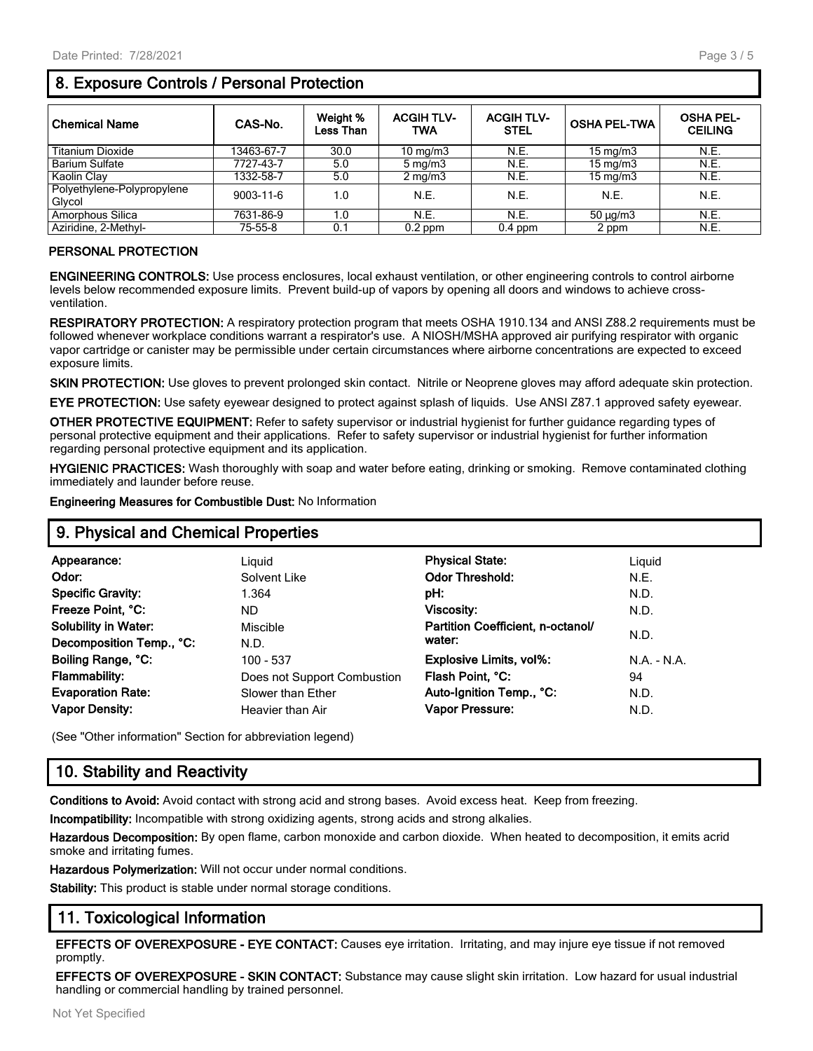## 8. Exposure Controls / Personal Protection

| Chemical Name | CAS-No. | Weight % Less Than | ACGIH TLV-TWA | ACGIH TLV-STEL | OSHA PEL-TWA | OSHA PEL-CEILING |
|---|---|---|---|---|---|---|
| Titanium Dioxide | 13463-67-7 | 30.0 | 10 mg/m3 | N.E. | 15 mg/m3 | N.E. |
| Barium Sulfate | 7727-43-7 | 5.0 | 5 mg/m3 | N.E. | 15 mg/m3 | N.E. |
| Kaolin Clay | 1332-58-7 | 5.0 | 2 mg/m3 | N.E. | 15 mg/m3 | N.E. |
| Polyethylene-Polypropylene Glycol | 9003-11-6 | 1.0 | N.E. | N.E. | N.E. | N.E. |
| Amorphous Silica | 7631-86-9 | 1.0 | N.E. | N.E. | 50 µg/m3 | N.E. |
| Aziridine, 2-Methyl- | 75-55-8 | 0.1 | 0.2 ppm | 0.4 ppm | 2 ppm | N.E. |

**PERSONAL PROTECTION**

**ENGINEERING CONTROLS:** Use process enclosures, local exhaust ventilation, or other engineering controls to control airborne levels below recommended exposure limits. Prevent build-up of vapors by opening all doors and windows to achieve cross-ventilation.

**RESPIRATORY PROTECTION:** A respiratory protection program that meets OSHA 1910.134 and ANSI Z88.2 requirements must be followed whenever workplace conditions warrant a respirator's use. A NIOSH/MSHA approved air purifying respirator with organic vapor cartridge or canister may be permissible under certain circumstances where airborne concentrations are expected to exceed exposure limits.

**SKIN PROTECTION:** Use gloves to prevent prolonged skin contact. Nitrile or Neoprene gloves may afford adequate skin protection.

**EYE PROTECTION:** Use safety eyewear designed to protect against splash of liquids. Use ANSI Z87.1 approved safety eyewear.

**OTHER PROTECTIVE EQUIPMENT:** Refer to safety supervisor or industrial hygienist for further guidance regarding types of personal protective equipment and their applications. Refer to safety supervisor or industrial hygienist for further information regarding personal protective equipment and its application.

**HYGIENIC PRACTICES:** Wash thoroughly with soap and water before eating, drinking or smoking. Remove contaminated clothing immediately and launder before reuse.

**Engineering Measures for Combustible Dust:** No Information

## 9. Physical and Chemical Properties

| | | | |
|---|---|---|---|
| **Appearance:** | Liquid | **Physical State:** | Liquid |
| **Odor:** | Solvent Like | **Odor Threshold:** | N.E. |
| **Specific Gravity:** | 1.364 | **pH:** | N.D. |
| **Freeze Point, °C:** | ND | **Viscosity:** | N.D. |
| **Solubility in Water:** | Miscible | **Partition Coefficient, n-octanol/ water:** | N.D. |
| **Decomposition Temp., °C:** | N.D. | | |
| **Boiling Range, °C:** | 100 - 537 | **Explosive Limits, vol%:** | N.A. - N.A. |
| **Flammability:** | Does not Support Combustion | **Flash Point, °C:** | 94 |
| **Evaporation Rate:** | Slower than Ether | **Auto-Ignition Temp., °C:** | N.D. |
| **Vapor Density:** | Heavier than Air | **Vapor Pressure:** | N.D. |

(See "Other information" Section for abbreviation legend)

## 10. Stability and Reactivity

**Conditions to Avoid:** Avoid contact with strong acid and strong bases. Avoid excess heat. Keep from freezing.

**Incompatibility:** Incompatible with strong oxidizing agents, strong acids and strong alkalies.

**Hazardous Decomposition:** By open flame, carbon monoxide and carbon dioxide. When heated to decomposition, it emits acrid smoke and irritating fumes.

**Hazardous Polymerization:** Will not occur under normal conditions.

**Stability:** This product is stable under normal storage conditions.

## 11. Toxicological Information

**EFFECTS OF OVEREXPOSURE - EYE CONTACT:** Causes eye irritation. Irritating, and may injure eye tissue if not removed promptly.

**EFFECTS OF OVEREXPOSURE - SKIN CONTACT:** Substance may cause slight skin irritation. Low hazard for usual industrial handling or commercial handling by trained personnel.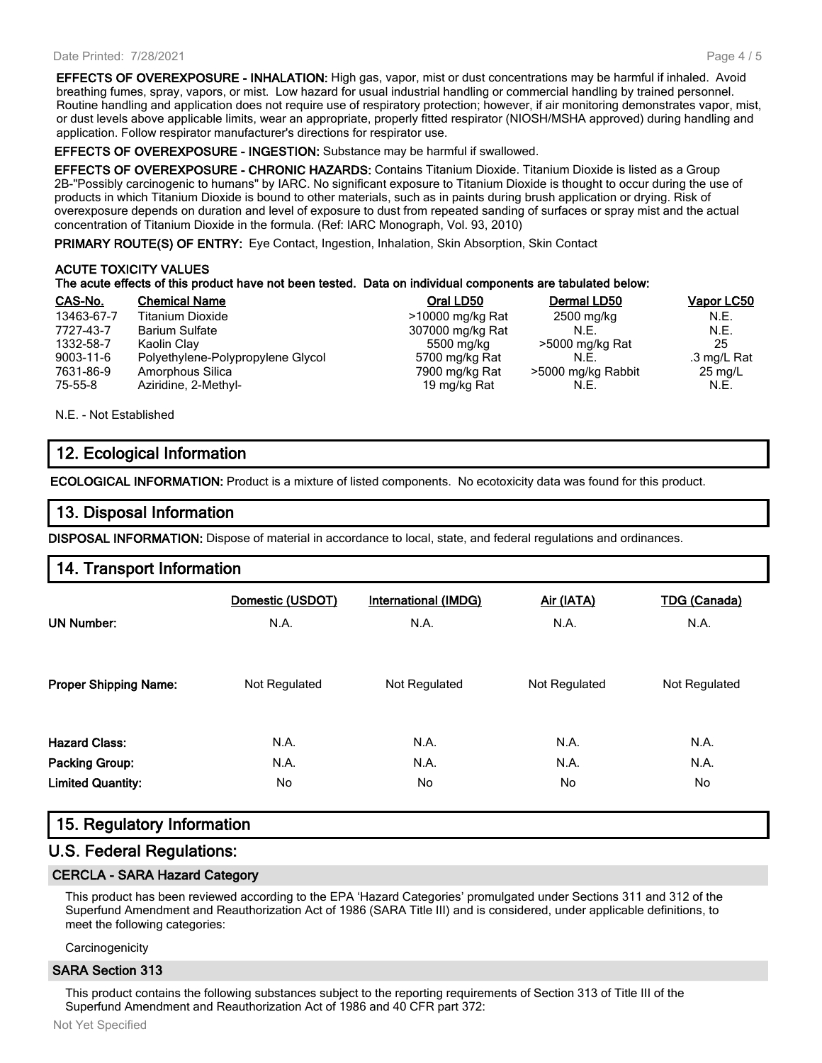**EFFECTS OF OVEREXPOSURE - INHALATION:** High gas, vapor, mist or dust concentrations may be harmful if inhaled. Avoid breathing fumes, spray, vapors, or mist. Low hazard for usual industrial handling or commercial handling by trained personnel. Routine handling and application does not require use of respiratory protection; however, if air monitoring demonstrates vapor, mist, or dust levels above applicable limits, wear an appropriate, properly fitted respirator (NIOSH/MSHA approved) during handling and application. Follow respirator manufacturer's directions for respirator use.

**EFFECTS OF OVEREXPOSURE - INGESTION:** Substance may be harmful if swallowed.

**EFFECTS OF OVEREXPOSURE - CHRONIC HAZARDS:** Contains Titanium Dioxide. Titanium Dioxide is listed as a Group 2B-"Possibly carcinogenic to humans" by IARC. No significant exposure to Titanium Dioxide is thought to occur during the use of products in which Titanium Dioxide is bound to other materials, such as in paints during brush application or drying. Risk of overexposure depends on duration and level of exposure to dust from repeated sanding of surfaces or spray mist and the actual concentration of Titanium Dioxide in the formula. (Ref: IARC Monograph, Vol. 93, 2010)

**PRIMARY ROUTE(S) OF ENTRY:** Eye Contact, Ingestion, Inhalation, Skin Absorption, Skin Contact

**ACUTE TOXICITY VALUES**
**The acute effects of this product have not been tested. Data on individual components are tabulated below:**

| CAS-No. | Chemical Name | Oral LD50 | Dermal LD50 | Vapor LC50 |
|---|---|---|---|---|
| 13463-67-7 | Titanium Dioxide | >10000 mg/kg Rat | 2500 mg/kg | N.E. |
| 7727-43-7 | Barium Sulfate | 307000 mg/kg Rat | N.E. | N.E. |
| 1332-58-7 | Kaolin Clay | 5500 mg/kg | >5000 mg/kg Rat | 25 |
| 9003-11-6 | Polyethylene-Polypropylene Glycol | 5700 mg/kg Rat | N.E. | .3 mg/L Rat |
| 7631-86-9 | Amorphous Silica | 7900 mg/kg Rat | >5000 mg/kg Rabbit | 25 mg/L |
| 75-55-8 | Aziridine, 2-Methyl- | 19 mg/kg Rat | N.E. | N.E. |

N.E. - Not Established

## 12. Ecological Information

**ECOLOGICAL INFORMATION:** Product is a mixture of listed components. No ecotoxicity data was found for this product.

## 13. Disposal Information

**DISPOSAL INFORMATION:** Dispose of material in accordance to local, state, and federal regulations and ordinances.

## 14. Transport Information

| | Domestic (USDOT) | International (IMDG) | Air (IATA) | TDG (Canada) |
|---|---|---|---|---|
| **UN Number:** | N.A. | N.A. | N.A. | N.A. |
| **Proper Shipping Name:** | Not Regulated | Not Regulated | Not Regulated | Not Regulated |
| **Hazard Class:** | N.A. | N.A. | N.A. | N.A. |
| **Packing Group:** | N.A. | N.A. | N.A. | N.A. |
| **Limited Quantity:** | No | No | No | No |

## 15. Regulatory Information

## U.S. Federal Regulations:

### CERCLA - SARA Hazard Category

This product has been reviewed according to the EPA 'Hazard Categories' promulgated under Sections 311 and 312 of the Superfund Amendment and Reauthorization Act of 1986 (SARA Title III) and is considered, under applicable definitions, to meet the following categories:

Carcinogenicity

### SARA Section 313

This product contains the following substances subject to the reporting requirements of Section 313 of Title III of the Superfund Amendment and Reauthorization Act of 1986 and 40 CFR part 372:

Not Yet Specified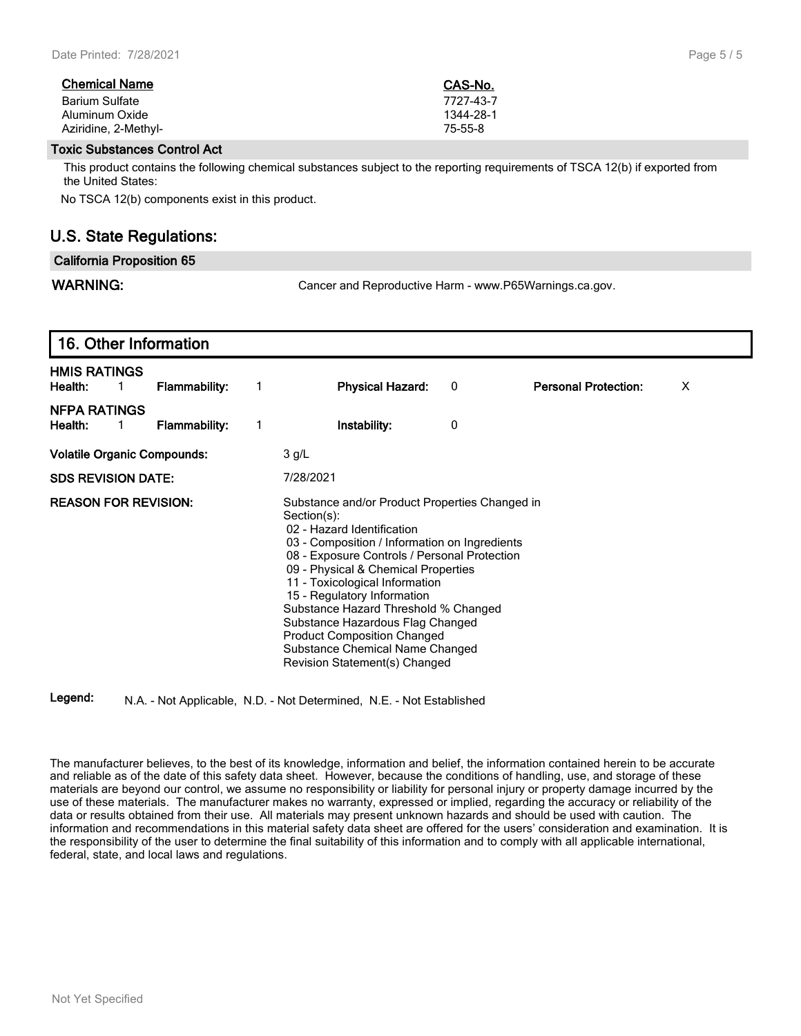| Chemical Name | CAS-No. |
|---|---|
| Barium Sulfate | 7727-43-7 |
| Aluminum Oxide | 1344-28-1 |
| Aziridine, 2-Methyl- | 75-55-8 |

**Toxic Substances Control Act**

This product contains the following chemical substances subject to the reporting requirements of TSCA 12(b) if exported from the United States:

No TSCA 12(b) components exist in this product.

## U.S. State Regulations:

**California Proposition 65**

**WARNING:** Cancer and Reproductive Harm - www.P65Warnings.ca.gov.

## 16. Other Information

**HMIS RATINGS**

| | | | | | | | |
|---|---|---|---|---|---|---|---|
| **Health:** | 1 | **Flammability:** | 1 | **Physical Hazard:** | 0 | **Personal Protection:** | X |

**NFPA RATINGS**

| | | | | | |
|---|---|---|---|---|---|
| **Health:** | 1 | **Flammability:** | 1 | **Instability:** | 0 |

**Volatile Organic Compounds:** 3 g/L

**SDS REVISION DATE:** 7/28/2021

**REASON FOR REVISION:** Substance and/or Product Properties Changed in Section(s):
- 02 - Hazard Identification
- 03 - Composition / Information on Ingredients
- 08 - Exposure Controls / Personal Protection
- 09 - Physical & Chemical Properties
- 11 - Toxicological Information
- 15 - Regulatory Information

Substance Hazard Threshold % Changed
Substance Hazardous Flag Changed
Product Composition Changed
Substance Chemical Name Changed
Revision Statement(s) Changed

**Legend:** N.A. - Not Applicable, N.D. - Not Determined, N.E. - Not Established

The manufacturer believes, to the best of its knowledge, information and belief, the information contained herein to be accurate and reliable as of the date of this safety data sheet. However, because the conditions of handling, use, and storage of these materials are beyond our control, we assume no responsibility or liability for personal injury or property damage incurred by the use of these materials. The manufacturer makes no warranty, expressed or implied, regarding the accuracy or reliability of the data or results obtained from their use. All materials may present unknown hazards and should be used with caution. The information and recommendations in this material safety data sheet are offered for the users' consideration and examination. It is the responsibility of the user to determine the final suitability of this information and to comply with all applicable international, federal, state, and local laws and regulations.